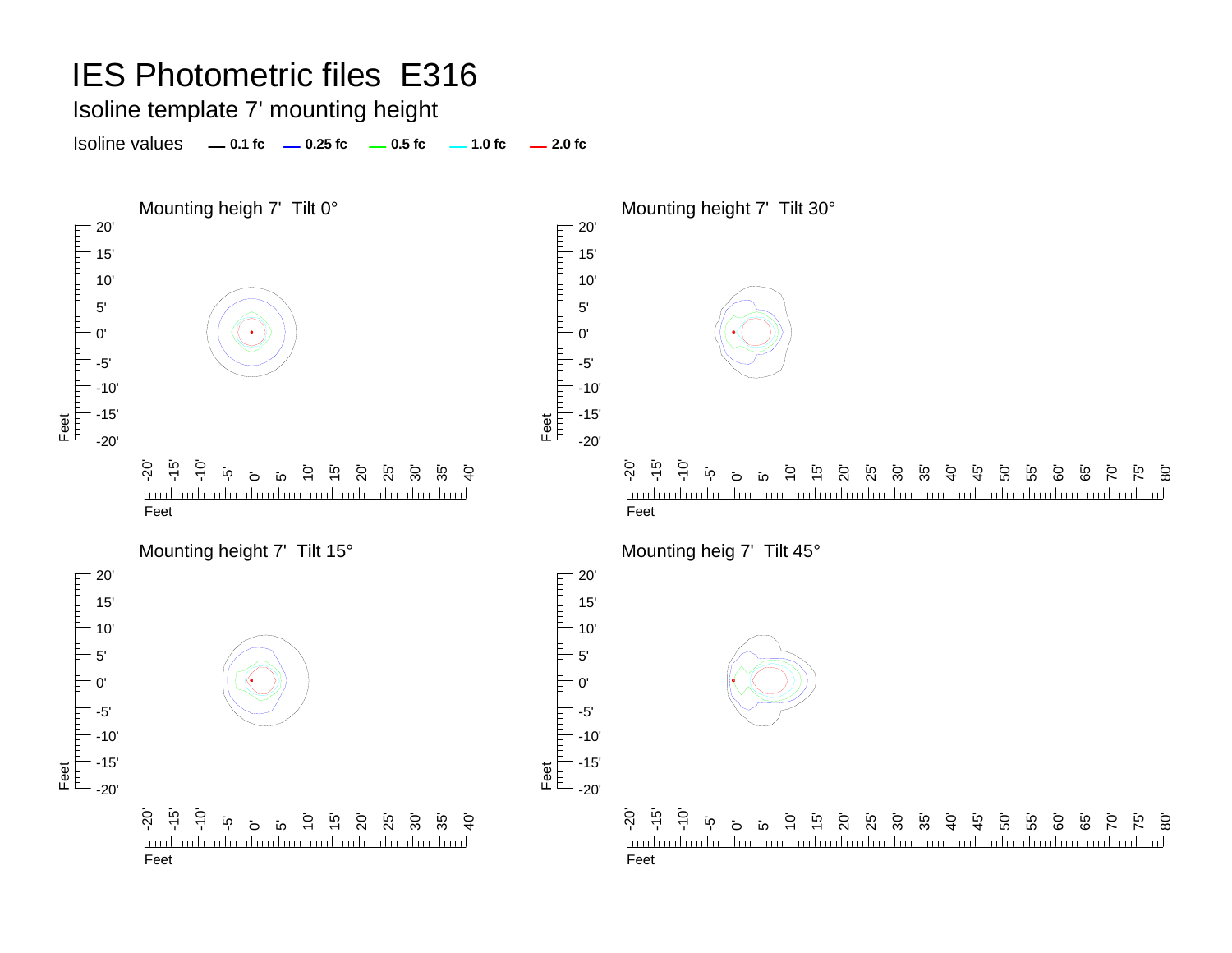# IES Photometric files E316

## Isoline template 7' mounting height

Isoline values — 0.1 fc — 0.25 fc — 0.5 fc — 1.0 fc — 2.0 fc

Mounting heigh 7' Tilt 0°

Mounting height 7' Tilt 30°

Mounting height 7' Tilt 15°

Mounting heig 7' Tilt 45°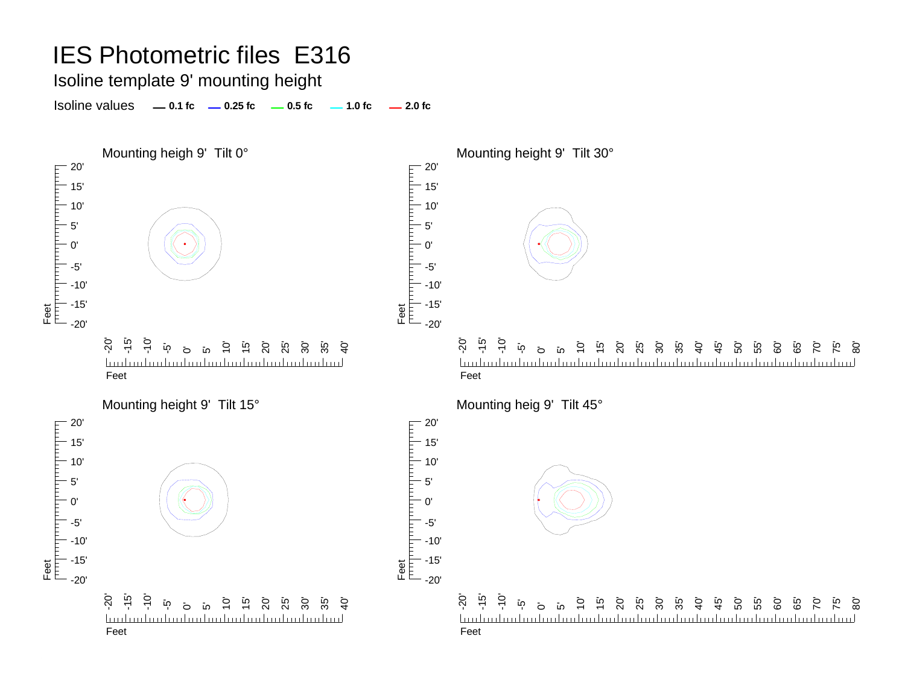# IES Photometric files E316

## Isoline template 9' mounting height

Isoline values — 0.1 fc — 0.25 fc — 0.5 fc — 1.0 fc — 2.0 fc

Mounting heigh 9' Tilt 0°

Mounting height 9' Tilt 30°

Mounting height 9' Tilt 15°

Mounting heig 9' Tilt 45°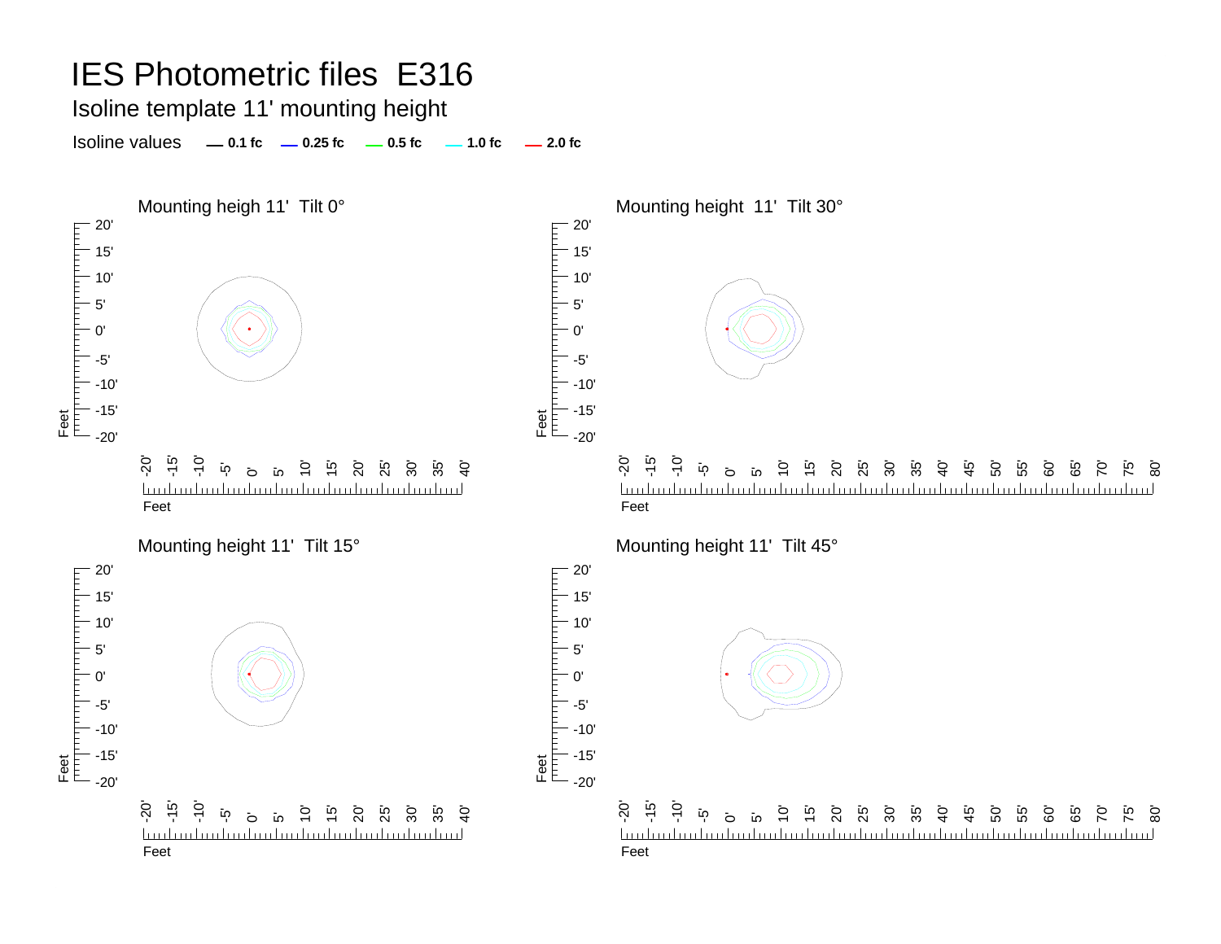# IES Photometric files E316

## Isoline template 11' mounting height

Isoline values — 0.1 fc — 0.25 fc — 0.5 fc — 1.0 fc — 2.0 fc

Mounting heigh 11' Tilt 0°

Mounting height 11' Tilt 30°

Mounting height 11' Tilt 15°

Mounting height 11' Tilt 45°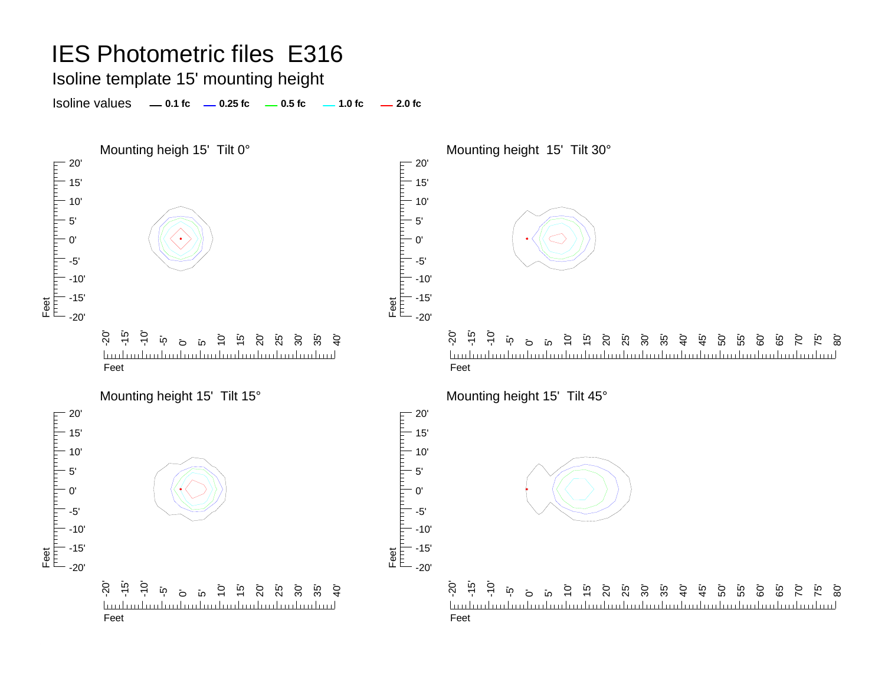# IES Photometric files E316

## Isoline template 15' mounting height

Isoline values — 0.1 fc — 0.25 fc — 0.5 fc — 1.0 fc — 2.0 fc

Mounting heigh 15' Tilt 0°

Mounting height 15' Tilt 30°

Mounting height 15' Tilt 15°

Mounting height 15' Tilt 45°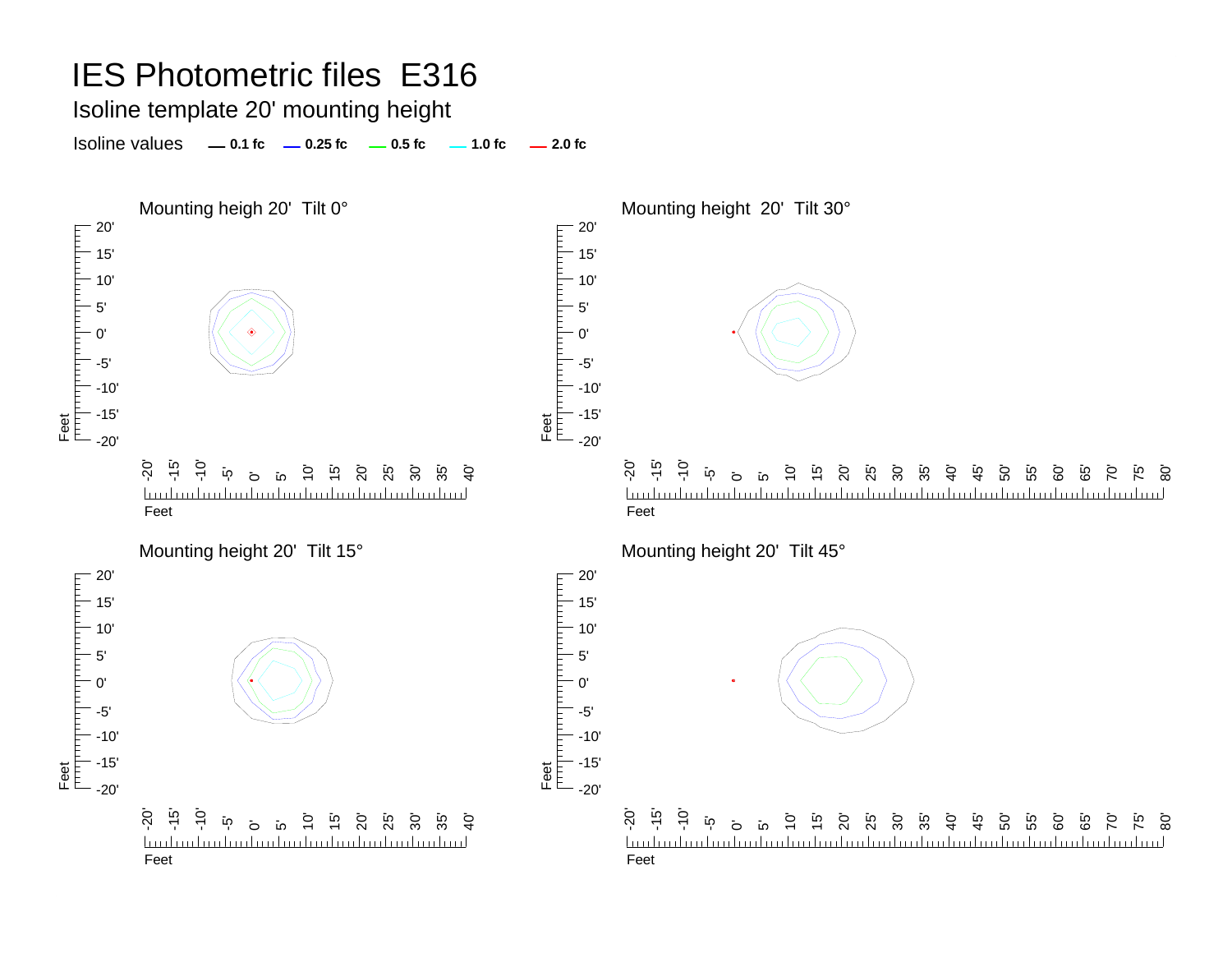# IES Photometric files E316

## Isoline template 20' mounting height

Isoline values — 0.1 fc — 0.25 fc — 0.5 fc — 1.0 fc — 2.0 fc

### Mounting heigh 20' Tilt 0°

### Mounting height 20' Tilt 30°

### Mounting height 20' Tilt 15°

### Mounting height 20' Tilt 45°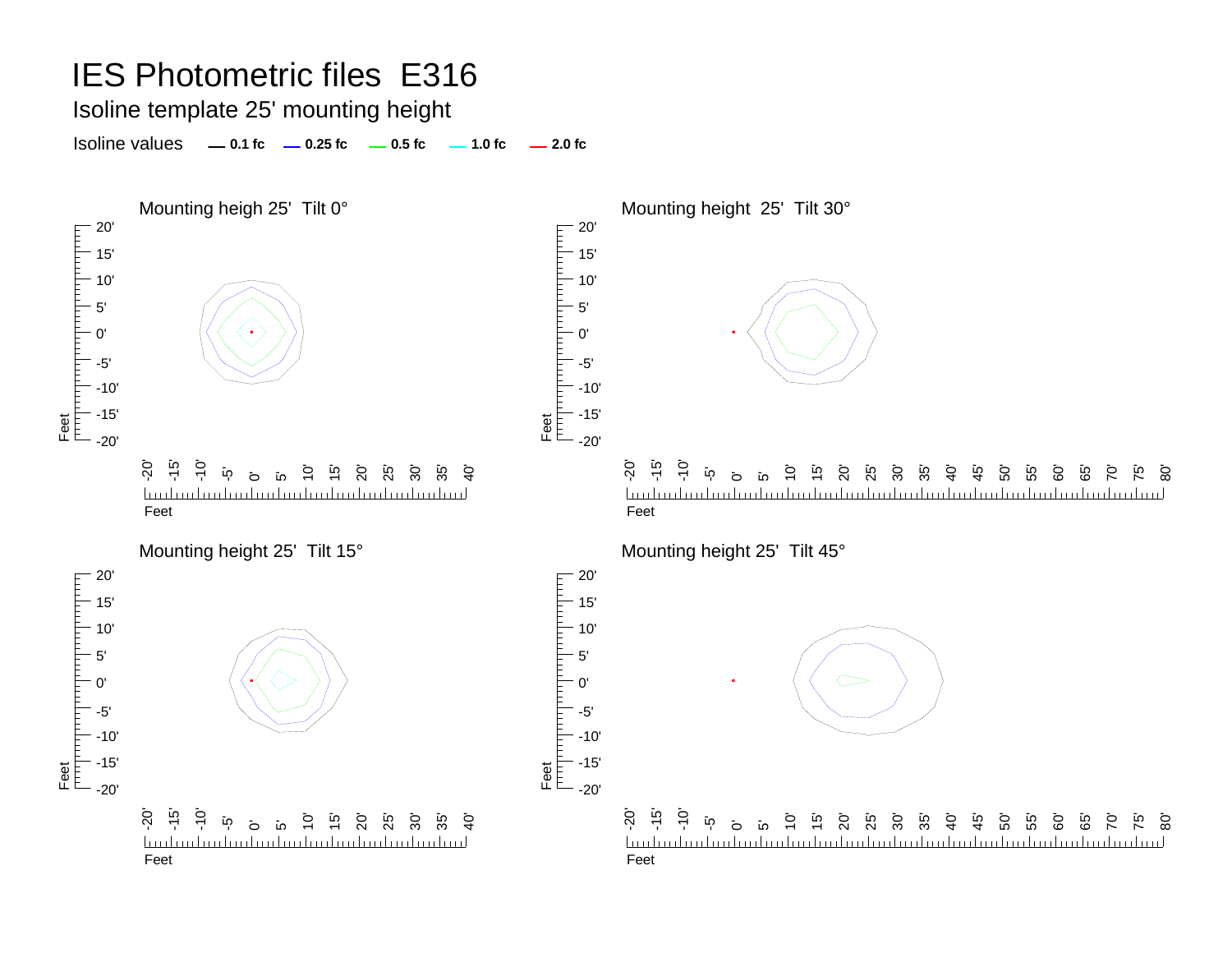# IES Photometric files E316

## Isoline template 25' mounting height

Isoline values — 0.1 fc — 0.25 fc — 0.5 fc — 1.0 fc — 2.0 fc

### Mounting heigh 25' Tilt 0°

### Mounting height 25' Tilt 30°

### Mounting height 25' Tilt 15°

### Mounting height 25' Tilt 45°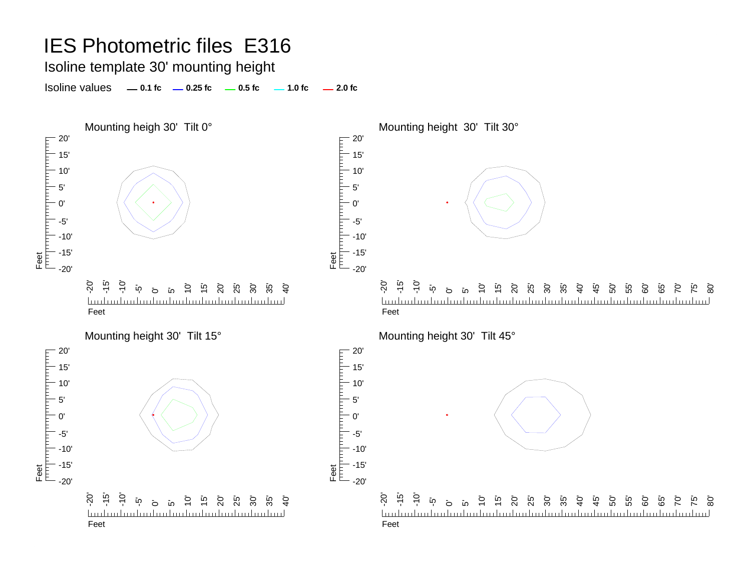# IES Photometric files E316

## Isoline template 30' mounting height

Isoline values — 0.1 fc — 0.25 fc — 0.5 fc — 1.0 fc — 2.0 fc

Mounting heigh 30' Tilt 0°

20' 15' 10' 5' 0' -5' -10' -15' -20'

Feet

-20' -15' -10' -5' 0' 5' 10' 15' 20' 25' 30' 35' 40'

Feet

Mounting height 30' Tilt 30°

20' 15' 10' 5' 0' -5' -10' -15' -20'

Feet

-20' -15' -10' -5' 0' 5' 10' 15' 20' 25' 30' 35' 40' 45' 50' 55' 60' 65' 70' 75' 80'

Feet

Mounting height 30' Tilt 15°

20' 15' 10' 5' 0' -5' -10' -15' -20'

Feet

-20' -15' -10' -5' 0' 5' 10' 15' 20' 25' 30' 35' 40'

Feet

Mounting height 30' Tilt 45°

20' 15' 10' 5' 0' -5' -10' -15' -20'

Feet

-20' -15' -10' -5' 0' 5' 10' 15' 20' 25' 30' 35' 40' 45' 50' 55' 60' 65' 70' 75' 80'

Feet